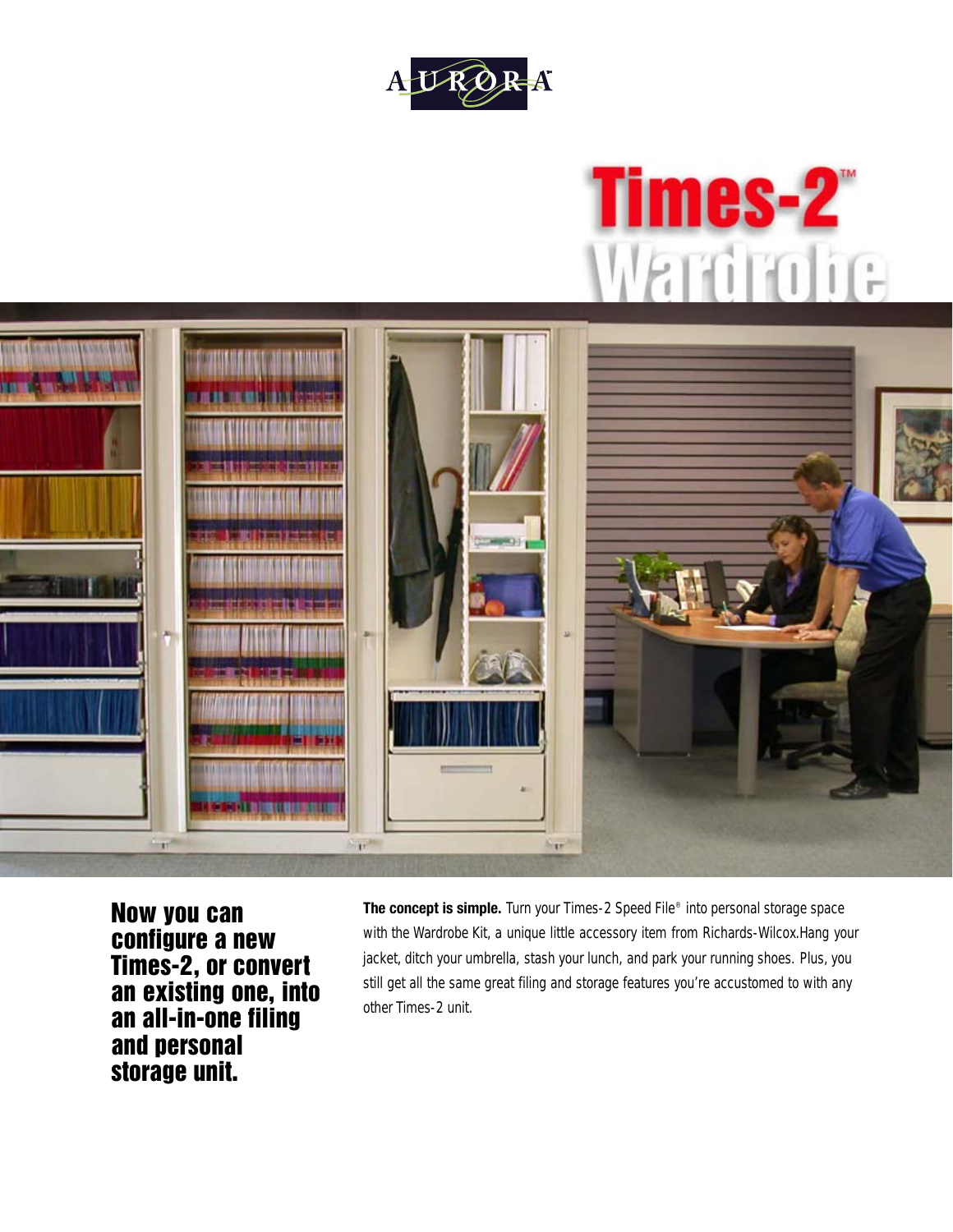AURORA™

# Times-2™ Wardrobe

## Now you can configure a new Times-2, or convert an existing one, into an all-in-one filing and personal storage unit.

**The concept is simple.** Turn your Times-2 Speed File® into personal storage space with the Wardrobe Kit, a unique little accessory item from Richards-Wilcox.Hang your jacket, ditch your umbrella, stash your lunch, and park your running shoes. Plus, you still get all the same great filing and storage features you're accustomed to with any other Times-2 unit.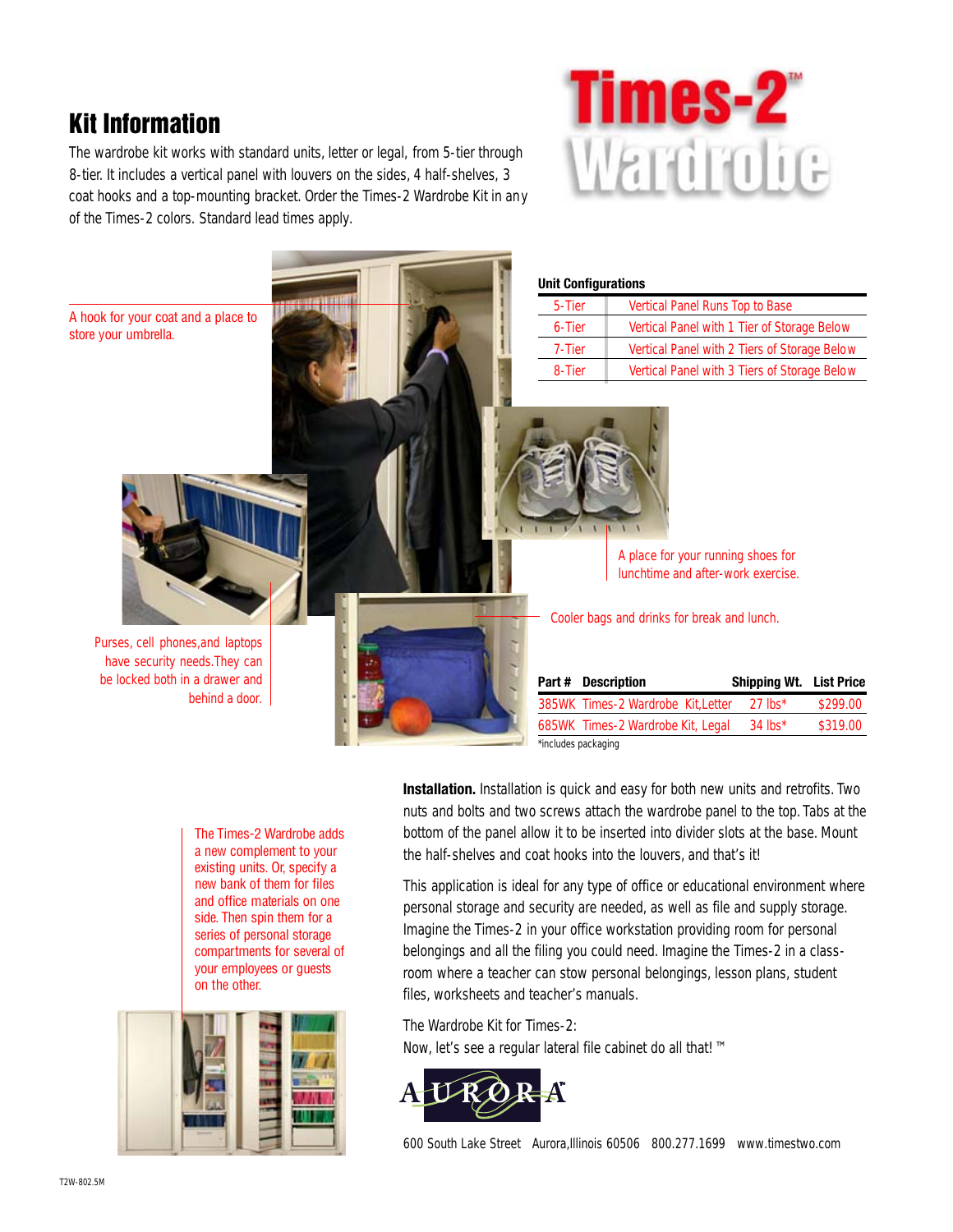# Times-2™ Wardrobe

## Kit Information

The wardrobe kit works with standard units, letter or legal, from 5-tier through 8-tier. It includes a vertical panel with louvers on the sides, 4 half-shelves, 3 coat hooks and a top-mounting bracket. Order the Times-2 Wardrobe Kit in any of the Times-2 colors. Standard lead times apply.

A hook for your coat and a place to store your umbrella.

**Unit Configurations**

| | |
|---|---|
| 5-Tier | Vertical Panel Runs Top to Base |
| 6-Tier | Vertical Panel with 1 Tier of Storage Below |
| 7-Tier | Vertical Panel with 2 Tiers of Storage Below |
| 8-Tier | Vertical Panel with 3 Tiers of Storage Below |

A place for your running shoes for lunchtime and after-work exercise.

Purses, cell phones,and laptops have security needs.They can be locked both in a drawer and behind a door.

Cooler bags and drinks for break and lunch.

| Part # | Description | Shipping Wt. | List Price |
|---|---|---|---|
| 385WK | Times-2 Wardrobe Kit,Letter | 27 lbs* | $299.00 |
| 685WK | Times-2 Wardrobe Kit, Legal | 34 lbs* | $319.00 |

*includes packaging

**Installation.** Installation is quick and easy for both new units and retrofits. Two nuts and bolts and two screws attach the wardrobe panel to the top. Tabs at the bottom of the panel allow it to be inserted into divider slots at the base. Mount the half-shelves and coat hooks into the louvers, and that's it!

This application is ideal for any type of office or educational environment where personal storage and security are needed, as well as file and supply storage. Imagine the Times-2 in your office workstation providing room for personal belongings and all the filing you could need. Imagine the Times-2 in a class-room where a teacher can stow personal belongings, lesson plans, student files, worksheets and teacher's manuals.

The Times-2 Wardrobe adds a new complement to your existing units. Or, specify a new bank of them for files and office materials on one side. Then spin them for a series of personal storage compartments for several of your employees or guests on the other.

The Wardrobe Kit for Times-2:
Now, let's see a regular lateral file cabinet do all that! ™

AURORA™

600 South Lake Street Aurora,Illinois 60506 800.277.1699 www.timestwo.com

T2W-802.5M